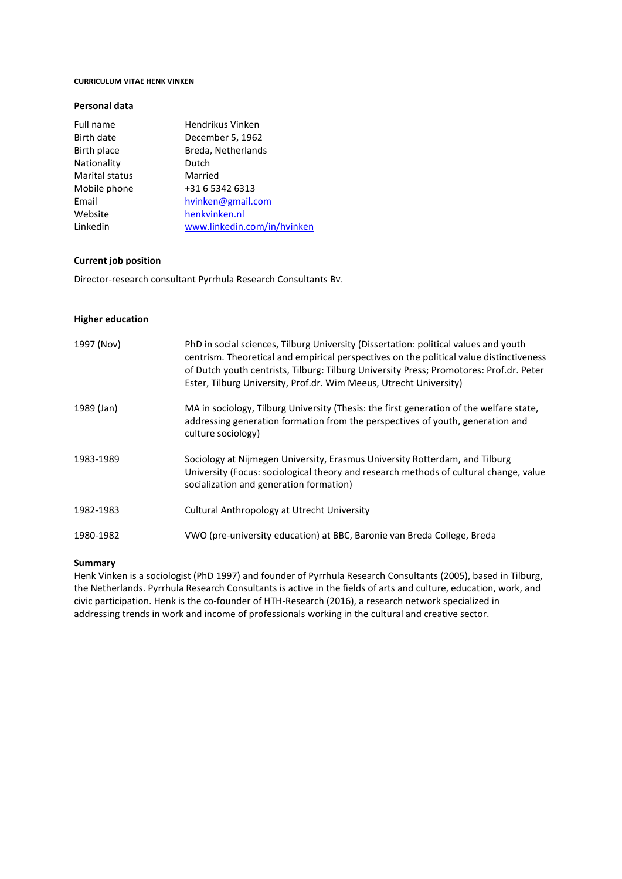# CURRICULUM VITAE HENK VINKEN

## Personal data

| | |
|---|---|
| Full name | Hendrikus Vinken |
| Birth date | December 5, 1962 |
| Birth place | Breda, Netherlands |
| Nationality | Dutch |
| Marital status | Married |
| Mobile phone | +31 6 5342 6313 |
| Email | [hvinken@gmail.com](mailto:hvinken@gmail.com) |
| Website | [henkvinken.nl](henkvinken.nl) |
| Linkedin | [www.linkedin.com/in/hvinken](www.linkedin.com/in/hvinken) |

## Current job position

Director-research consultant Pyrrhula Research Consultants Bv.

## Higher education

| | |
|---|---|
| 1997 (Nov) | PhD in social sciences, Tilburg University (Dissertation: political values and youth centrism. Theoretical and empirical perspectives on the political value distinctiveness of Dutch youth centrists, Tilburg: Tilburg University Press; Promotores: Prof.dr. Peter Ester, Tilburg University, Prof.dr. Wim Meeus, Utrecht University) |
| 1989 (Jan) | MA in sociology, Tilburg University (Thesis: the first generation of the welfare state, addressing generation formation from the perspectives of youth, generation and culture sociology) |
| 1983-1989 | Sociology at Nijmegen University, Erasmus University Rotterdam, and Tilburg University (Focus: sociological theory and research methods of cultural change, value socialization and generation formation) |
| 1982-1983 | Cultural Anthropology at Utrecht University |
| 1980-1982 | VWO (pre-university education) at BBC, Baronie van Breda College, Breda |

## Summary

Henk Vinken is a sociologist (PhD 1997) and founder of Pyrrhula Research Consultants (2005), based in Tilburg, the Netherlands. Pyrrhula Research Consultants is active in the fields of arts and culture, education, work, and civic participation. Henk is the co-founder of HTH-Research (2016), a research network specialized in addressing trends in work and income of professionals working in the cultural and creative sector.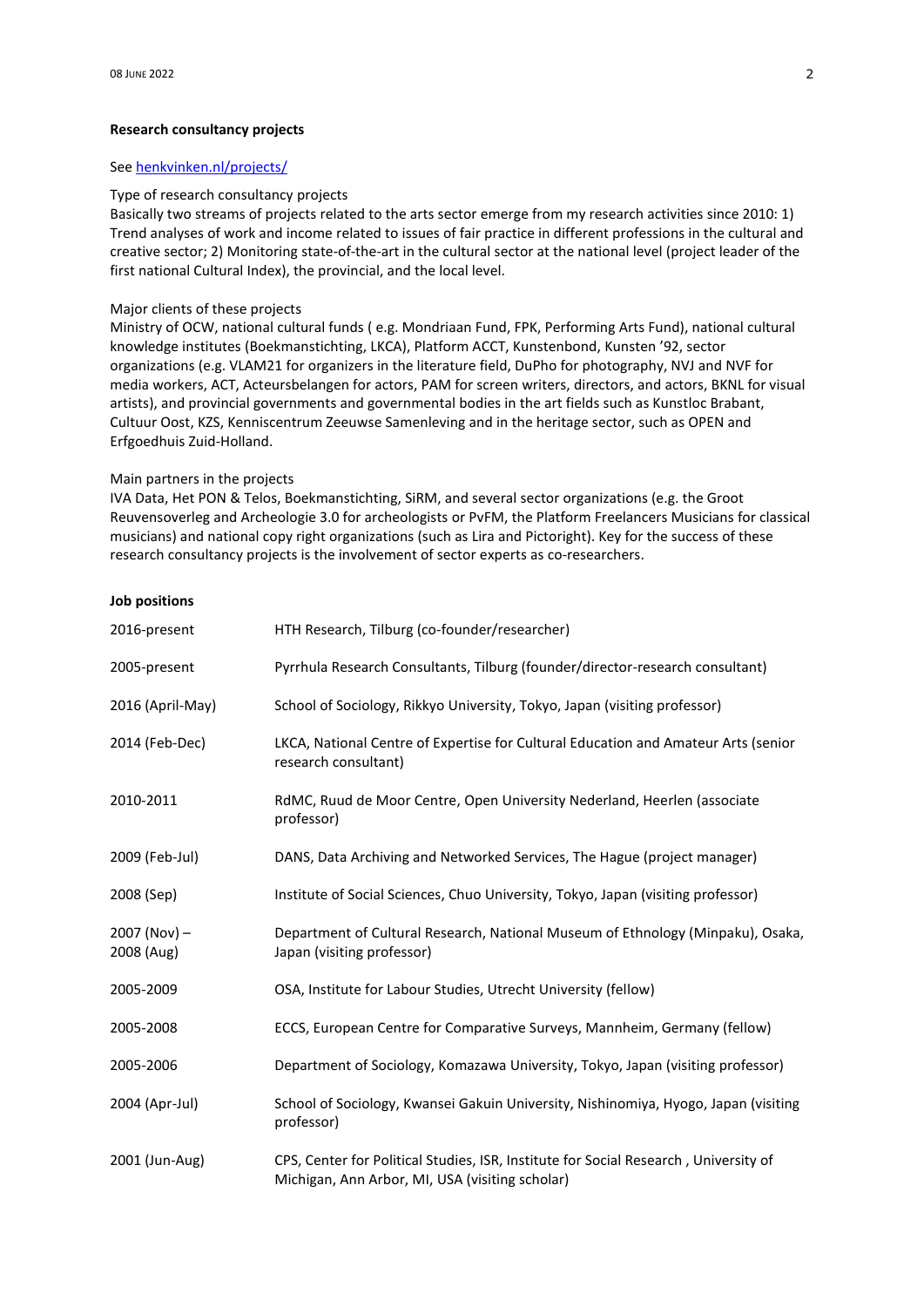**Research consultancy projects**

See [henkvinken.nl/projects/](henkvinken.nl/projects/)

Type of research consultancy projects

Basically two streams of projects related to the arts sector emerge from my research activities since 2010: 1) Trend analyses of work and income related to issues of fair practice in different professions in the cultural and creative sector; 2) Monitoring state-of-the-art in the cultural sector at the national level (project leader of the first national Cultural Index), the provincial, and the local level.

Major clients of these projects

Ministry of OCW, national cultural funds ( e.g. Mondriaan Fund, FPK, Performing Arts Fund), national cultural knowledge institutes (Boekmanstichting, LKCA), Platform ACCT, Kunstenbond, Kunsten '92, sector organizations (e.g. VLAM21 for organizers in the literature field, DuPho for photography, NVJ and NVF for media workers, ACT, Acteursbelangen for actors, PAM for screen writers, directors, and actors, BKNL for visual artists), and provincial governments and governmental bodies in the art fields such as Kunstloc Brabant, Cultuur Oost, KZS, Kenniscentrum Zeeuwse Samenleving and in the heritage sector, such as OPEN and Erfgoedhuis Zuid-Holland.

Main partners in the projects

IVA Data, Het PON & Telos, Boekmanstichting, SiRM, and several sector organizations (e.g. the Groot Reuvensoverleg and Archeologie 3.0 for archeologists or PvFM, the Platform Freelancers Musicians for classical musicians) and national copy right organizations (such as Lira and Pictoright). Key for the success of these research consultancy projects is the involvement of sector experts as co-researchers.

**Job positions**

| | |
|---|---|
| 2016-present | HTH Research, Tilburg (co-founder/researcher) |
| 2005-present | Pyrrhula Research Consultants, Tilburg (founder/director-research consultant) |
| 2016 (April-May) | School of Sociology, Rikkyo University, Tokyo, Japan (visiting professor) |
| 2014 (Feb-Dec) | LKCA, National Centre of Expertise for Cultural Education and Amateur Arts (senior research consultant) |
| 2010-2011 | RdMC, Ruud de Moor Centre, Open University Nederland, Heerlen (associate professor) |
| 2009 (Feb-Jul) | DANS, Data Archiving and Networked Services, The Hague (project manager) |
| 2008 (Sep) | Institute of Social Sciences, Chuo University, Tokyo, Japan (visiting professor) |
| 2007 (Nov) – 2008 (Aug) | Department of Cultural Research, National Museum of Ethnology (Minpaku), Osaka, Japan (visiting professor) |
| 2005-2009 | OSA, Institute for Labour Studies, Utrecht University (fellow) |
| 2005-2008 | ECCS, European Centre for Comparative Surveys, Mannheim, Germany (fellow) |
| 2005-2006 | Department of Sociology, Komazawa University, Tokyo, Japan (visiting professor) |
| 2004 (Apr-Jul) | School of Sociology, Kwansei Gakuin University, Nishinomiya, Hyogo, Japan (visiting professor) |
| 2001 (Jun-Aug) | CPS, Center for Political Studies, ISR, Institute for Social Research , University of Michigan, Ann Arbor, MI, USA (visiting scholar) |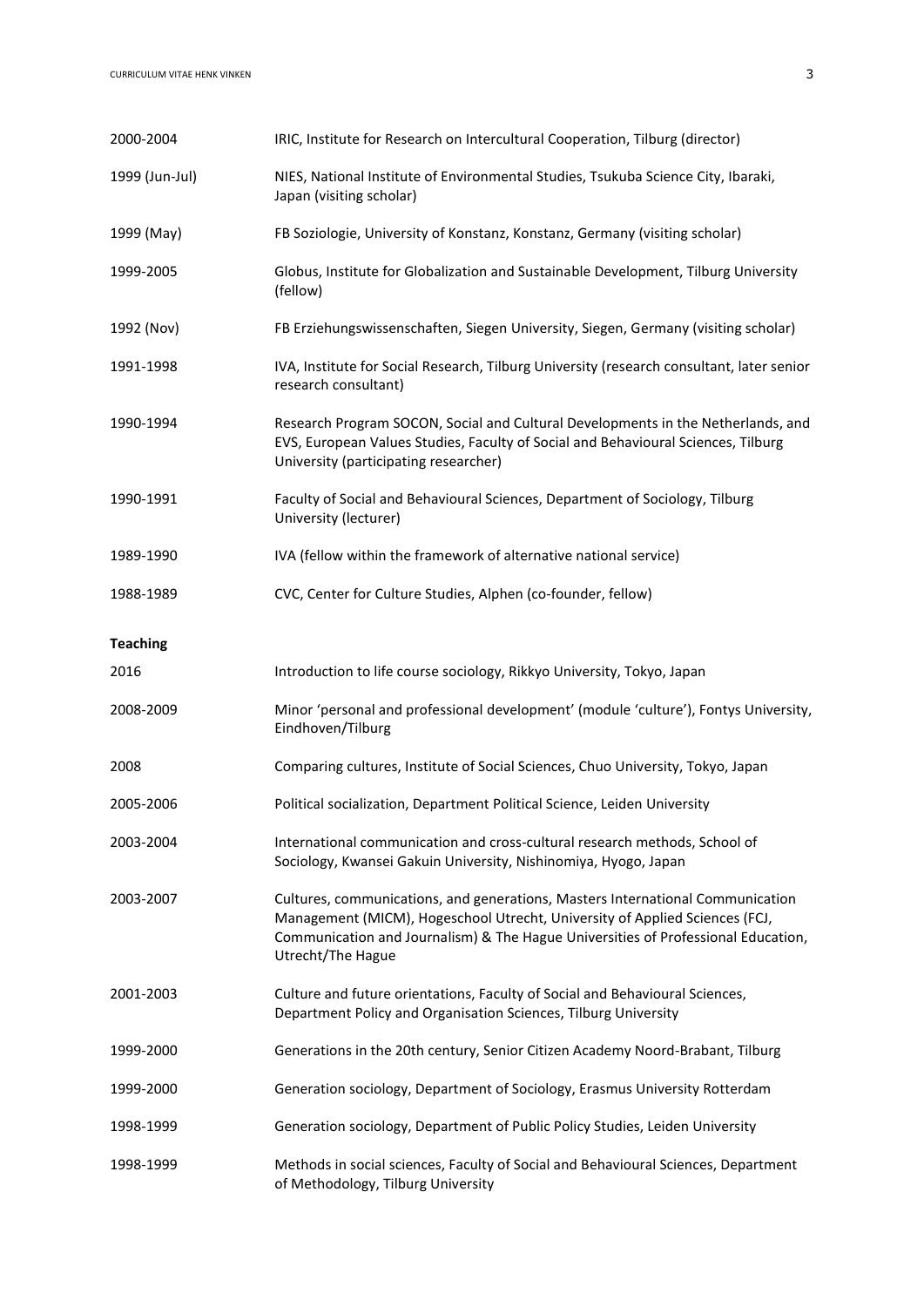2000-2004 IRIC, Institute for Research on Intercultural Cooperation, Tilburg (director)

1999 (Jun-Jul) NIES, National Institute of Environmental Studies, Tsukuba Science City, Ibaraki, Japan (visiting scholar)

1999 (May) FB Soziologie, University of Konstanz, Konstanz, Germany (visiting scholar)

1999-2005 Globus, Institute for Globalization and Sustainable Development, Tilburg University (fellow)

1992 (Nov) FB Erziehungswissenschaften, Siegen University, Siegen, Germany (visiting scholar)

1991-1998 IVA, Institute for Social Research, Tilburg University (research consultant, later senior research consultant)

1990-1994 Research Program SOCON, Social and Cultural Developments in the Netherlands, and EVS, European Values Studies, Faculty of Social and Behavioural Sciences, Tilburg University (participating researcher)

1990-1991 Faculty of Social and Behavioural Sciences, Department of Sociology, Tilburg University (lecturer)

1989-1990 IVA (fellow within the framework of alternative national service)

1988-1989 CVC, Center for Culture Studies, Alphen (co-founder, fellow)

**Teaching**

2016 Introduction to life course sociology, Rikkyo University, Tokyo, Japan

2008-2009 Minor 'personal and professional development' (module 'culture'), Fontys University, Eindhoven/Tilburg

2008 Comparing cultures, Institute of Social Sciences, Chuo University, Tokyo, Japan

2005-2006 Political socialization, Department Political Science, Leiden University

2003-2004 International communication and cross-cultural research methods, School of Sociology, Kwansei Gakuin University, Nishinomiya, Hyogo, Japan

2003-2007 Cultures, communications, and generations, Masters International Communication Management (MICM), Hogeschool Utrecht, University of Applied Sciences (FCJ, Communication and Journalism) & The Hague Universities of Professional Education, Utrecht/The Hague

2001-2003 Culture and future orientations, Faculty of Social and Behavioural Sciences, Department Policy and Organisation Sciences, Tilburg University

1999-2000 Generations in the 20th century, Senior Citizen Academy Noord-Brabant, Tilburg

1999-2000 Generation sociology, Department of Sociology, Erasmus University Rotterdam

1998-1999 Generation sociology, Department of Public Policy Studies, Leiden University

1998-1999 Methods in social sciences, Faculty of Social and Behavioural Sciences, Department of Methodology, Tilburg University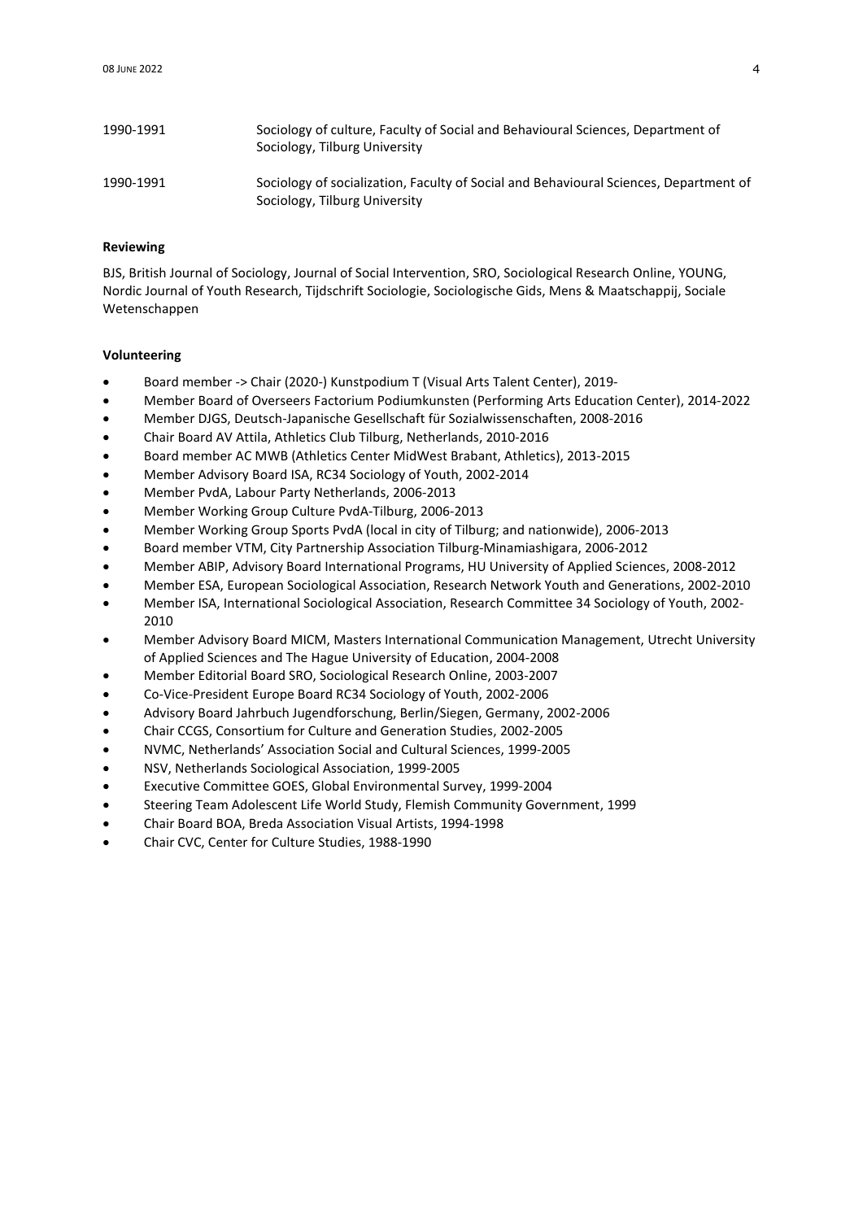| | |
|---|---|
| 1990-1991 | Sociology of culture, Faculty of Social and Behavioural Sciences, Department of Sociology, Tilburg University |
| 1990-1991 | Sociology of socialization, Faculty of Social and Behavioural Sciences, Department of Sociology, Tilburg University |

**Reviewing**

BJS, British Journal of Sociology, Journal of Social Intervention, SRO, Sociological Research Online, YOUNG, Nordic Journal of Youth Research, Tijdschrift Sociologie, Sociologische Gids, Mens & Maatschappij, Sociale Wetenschappen

**Volunteering**

- Board member -> Chair (2020-) Kunstpodium T (Visual Arts Talent Center), 2019-
- Member Board of Overseers Factorium Podiumkunsten (Performing Arts Education Center), 2014-2022
- Member DJGS, Deutsch-Japanische Gesellschaft für Sozialwissenschaften, 2008-2016
- Chair Board AV Attila, Athletics Club Tilburg, Netherlands, 2010-2016
- Board member AC MWB (Athletics Center MidWest Brabant, Athletics), 2013-2015
- Member Advisory Board ISA, RC34 Sociology of Youth, 2002-2014
- Member PvdA, Labour Party Netherlands, 2006-2013
- Member Working Group Culture PvdA-Tilburg, 2006-2013
- Member Working Group Sports PvdA (local in city of Tilburg; and nationwide), 2006-2013
- Board member VTM, City Partnership Association Tilburg-Minamiashigara, 2006-2012
- Member ABIP, Advisory Board International Programs, HU University of Applied Sciences, 2008-2012
- Member ESA, European Sociological Association, Research Network Youth and Generations, 2002-2010
- Member ISA, International Sociological Association, Research Committee 34 Sociology of Youth, 2002-2010
- Member Advisory Board MICM, Masters International Communication Management, Utrecht University of Applied Sciences and The Hague University of Education, 2004-2008
- Member Editorial Board SRO, Sociological Research Online, 2003-2007
- Co-Vice-President Europe Board RC34 Sociology of Youth, 2002-2006
- Advisory Board Jahrbuch Jugendforschung, Berlin/Siegen, Germany, 2002-2006
- Chair CCGS, Consortium for Culture and Generation Studies, 2002-2005
- NVMC, Netherlands' Association Social and Cultural Sciences, 1999-2005
- NSV, Netherlands Sociological Association, 1999-2005
- Executive Committee GOES, Global Environmental Survey, 1999-2004
- Steering Team Adolescent Life World Study, Flemish Community Government, 1999
- Chair Board BOA, Breda Association Visual Artists, 1994-1998
- Chair CVC, Center for Culture Studies, 1988-1990